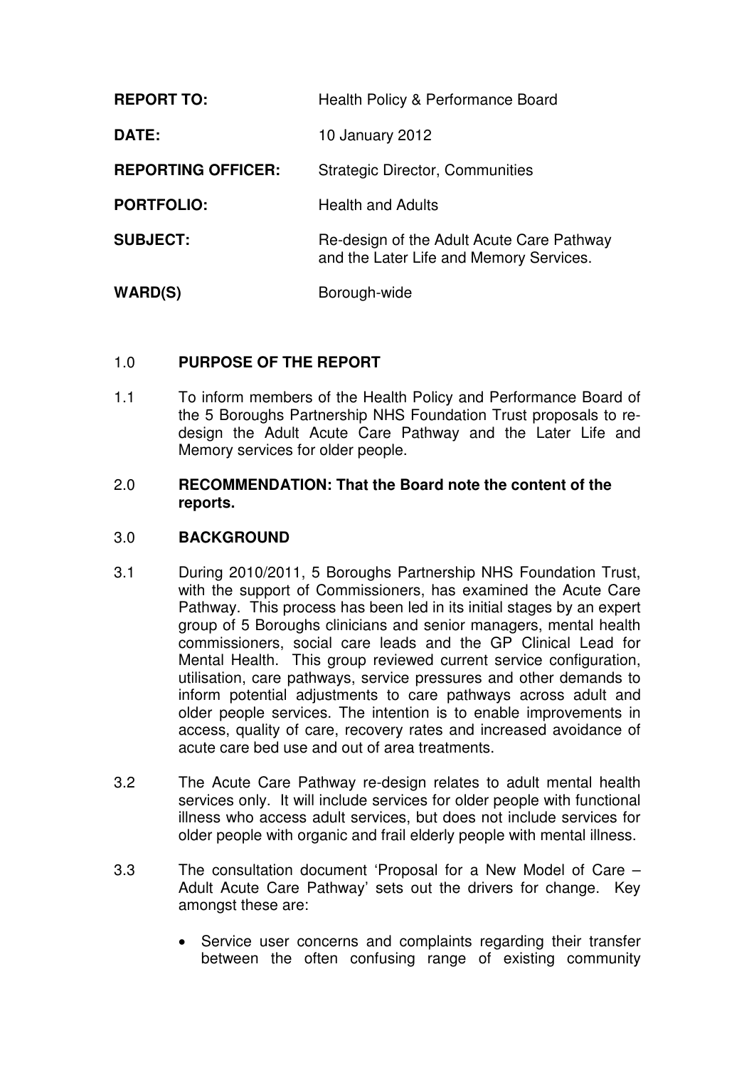| | |
|---|---|
| **REPORT TO:** | Health Policy & Performance Board |
| **DATE:** | 10 January 2012 |
| **REPORTING OFFICER:** | Strategic Director, Communities |
| **PORTFOLIO:** | Health and Adults |
| **SUBJECT:** | Re-design of the Adult Acute Care Pathway and the Later Life and Memory Services. |
| **WARD(S)** | Borough-wide |

## 1.0 PURPOSE OF THE REPORT

1.1 To inform members of the Health Policy and Performance Board of the 5 Boroughs Partnership NHS Foundation Trust proposals to re-design the Adult Acute Care Pathway and the Later Life and Memory services for older people.

## 2.0 RECOMMENDATION: That the Board note the content of the reports.

## 3.0 BACKGROUND

3.1 During 2010/2011, 5 Boroughs Partnership NHS Foundation Trust, with the support of Commissioners, has examined the Acute Care Pathway. This process has been led in its initial stages by an expert group of 5 Boroughs clinicians and senior managers, mental health commissioners, social care leads and the GP Clinical Lead for Mental Health. This group reviewed current service configuration, utilisation, care pathways, service pressures and other demands to inform potential adjustments to care pathways across adult and older people services. The intention is to enable improvements in access, quality of care, recovery rates and increased avoidance of acute care bed use and out of area treatments.

3.2 The Acute Care Pathway re-design relates to adult mental health services only. It will include services for older people with functional illness who access adult services, but does not include services for older people with organic and frail elderly people with mental illness.

3.3 The consultation document 'Proposal for a New Model of Care – Adult Acute Care Pathway' sets out the drivers for change. Key amongst these are:

- Service user concerns and complaints regarding their transfer between the often confusing range of existing community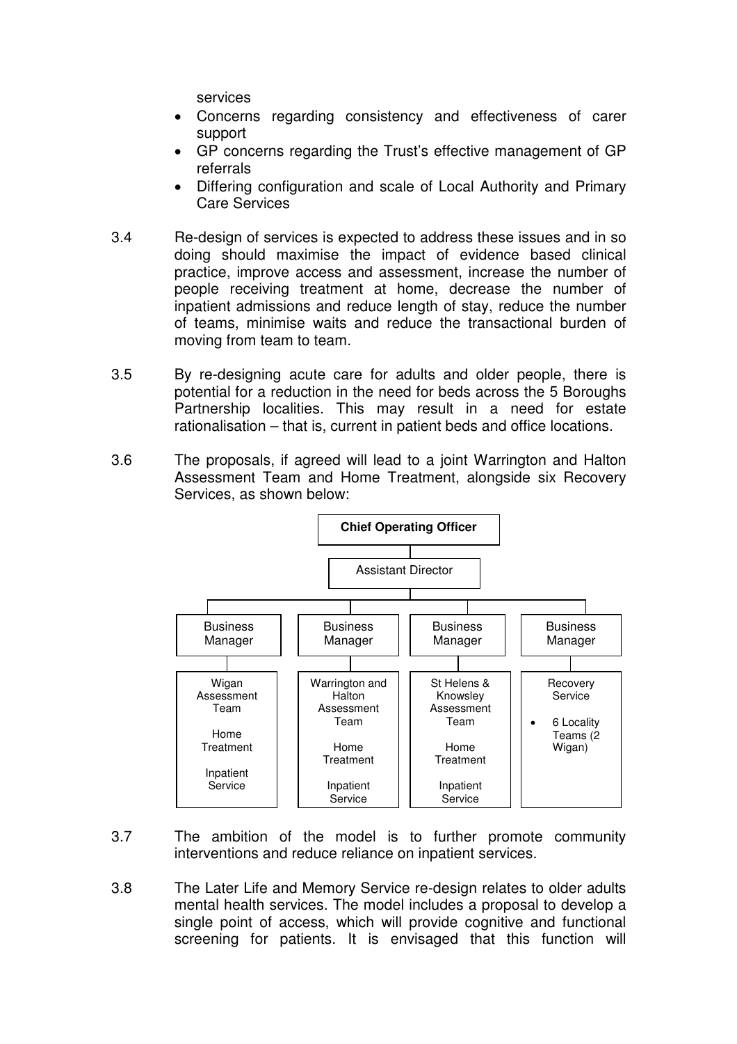services

- Concerns regarding consistency and effectiveness of carer support
- GP concerns regarding the Trust's effective management of GP referrals
- Differing configuration and scale of Local Authority and Primary Care Services

3.4 Re-design of services is expected to address these issues and in so doing should maximise the impact of evidence based clinical practice, improve access and assessment, increase the number of people receiving treatment at home, decrease the number of inpatient admissions and reduce length of stay, reduce the number of teams, minimise waits and reduce the transactional burden of moving from team to team.

3.5 By re-designing acute care for adults and older people, there is potential for a reduction in the need for beds across the 5 Boroughs Partnership localities. This may result in a need for estate rationalisation – that is, current in patient beds and office locations.

3.6 The proposals, if agreed will lead to a joint Warrington and Halton Assessment Team and Home Treatment, alongside six Recovery Services, as shown below:

**Chief Operating Officer**

Assistant Director

| Business Manager | Business Manager | Business Manager | Business Manager |
|---|---|---|---|
| Wigan Assessment Team<br><br>Home Treatment<br><br>Inpatient Service | Warrington and Halton Assessment Team<br><br>Home Treatment<br><br>Inpatient Service | St Helens & Knowsley Assessment Team<br><br>Home Treatment<br><br>Inpatient Service | Recovery Service<br><br>• 6 Locality Teams (2 Wigan) |

3.7 The ambition of the model is to further promote community interventions and reduce reliance on inpatient services.

3.8 The Later Life and Memory Service re-design relates to older adults mental health services. The model includes a proposal to develop a single point of access, which will provide cognitive and functional screening for patients. It is envisaged that this function will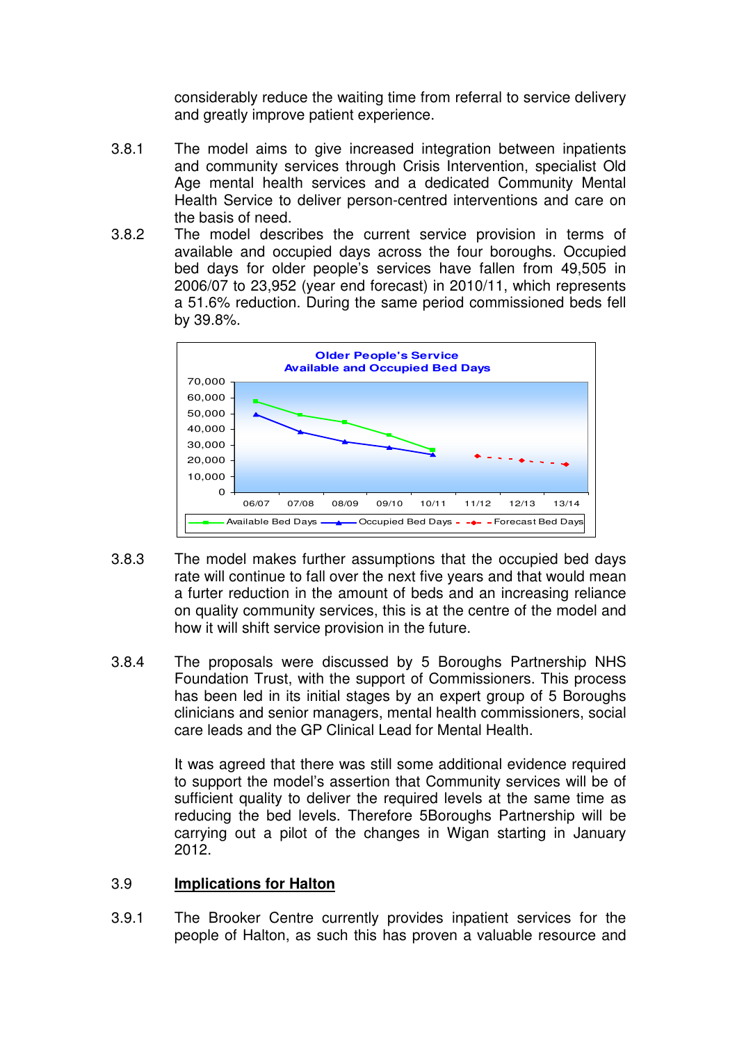considerably reduce the waiting time from referral to service delivery and greatly improve patient experience.

3.8.1 The model aims to give increased integration between inpatients and community services through Crisis Intervention, specialist Old Age mental health services and a dedicated Community Mental Health Service to deliver person-centred interventions and care on the basis of need.

3.8.2 The model describes the current service provision in terms of available and occupied days across the four boroughs. Occupied bed days for older people's services have fallen from 49,505 in 2006/07 to 23,952 (year end forecast) in 2010/11, which represents a 51.6% reduction. During the same period commissioned beds fell by 39.8%.

**Older People's Service**
**Available and Occupied Bed Days**

3.8.3 The model makes further assumptions that the occupied bed days rate will continue to fall over the next five years and that would mean a furter reduction in the amount of beds and an increasing reliance on quality community services, this is at the centre of the model and how it will shift service provision in the future.

3.8.4 The proposals were discussed by 5 Boroughs Partnership NHS Foundation Trust, with the support of Commissioners. This process has been led in its initial stages by an expert group of 5 Boroughs clinicians and senior managers, mental health commissioners, social care leads and the GP Clinical Lead for Mental Health.

It was agreed that there was still some additional evidence required to support the model's assertion that Community services will be of sufficient quality to deliver the required levels at the same time as reducing the bed levels. Therefore 5Boroughs Partnership will be carrying out a pilot of the changes in Wigan starting in January 2012.

3.9 **<u>Implications for Halton</u>**

3.9.1 The Brooker Centre currently provides inpatient services for the people of Halton, as such this has proven a valuable resource and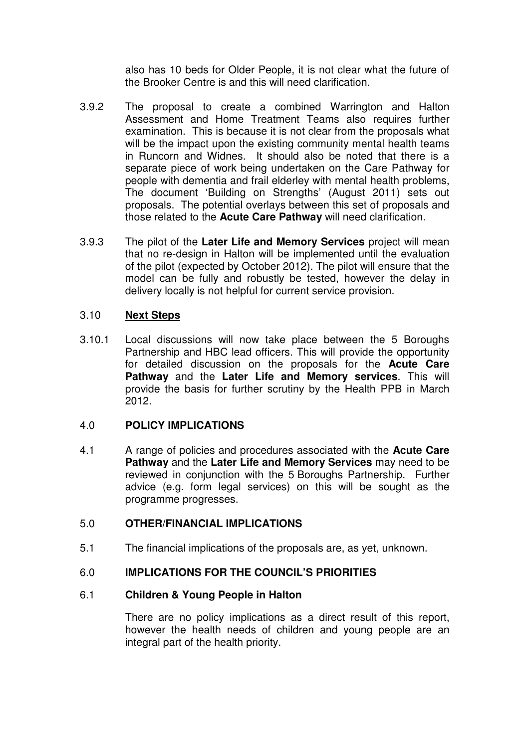also has 10 beds for Older People, it is not clear what the future of the Brooker Centre is and this will need clarification.

3.9.2 The proposal to create a combined Warrington and Halton Assessment and Home Treatment Teams also requires further examination. This is because it is not clear from the proposals what will be the impact upon the existing community mental health teams in Runcorn and Widnes. It should also be noted that there is a separate piece of work being undertaken on the Care Pathway for people with dementia and frail elderley with mental health problems, The document 'Building on Strengths' (August 2011) sets out proposals. The potential overlays between this set of proposals and those related to the **Acute Care Pathway** will need clarification.

3.9.3 The pilot of the **Later Life and Memory Services** project will mean that no re-design in Halton will be implemented until the evaluation of the pilot (expected by October 2012). The pilot will ensure that the model can be fully and robustly be tested, however the delay in delivery locally is not helpful for current service provision.

## 3.10 Next Steps

3.10.1 Local discussions will now take place between the 5 Boroughs Partnership and HBC lead officers. This will provide the opportunity for detailed discussion on the proposals for the **Acute Care Pathway** and the **Later Life and Memory services**. This will provide the basis for further scrutiny by the Health PPB in March 2012.

## 4.0 POLICY IMPLICATIONS

4.1 A range of policies and procedures associated with the **Acute Care Pathway** and the **Later Life and Memory Services** may need to be reviewed in conjunction with the 5 Boroughs Partnership. Further advice (e.g. form legal services) on this will be sought as the programme progresses.

## 5.0 OTHER/FINANCIAL IMPLICATIONS

5.1 The financial implications of the proposals are, as yet, unknown.

## 6.0 IMPLICATIONS FOR THE COUNCIL'S PRIORITIES

### 6.1 Children & Young People in Halton

There are no policy implications as a direct result of this report, however the health needs of children and young people are an integral part of the health priority.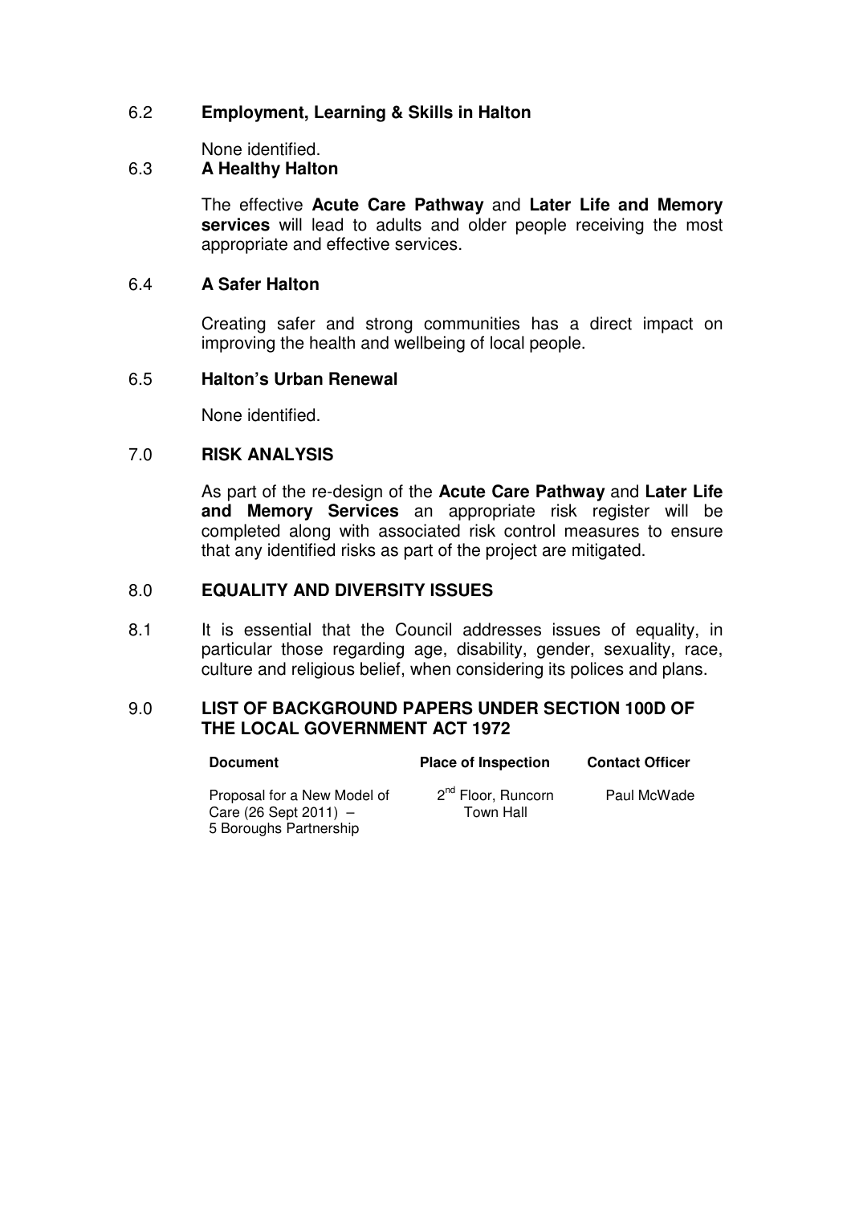6.2 **Employment, Learning & Skills in Halton**

None identified.

6.3 **A Healthy Halton**

The effective **Acute Care Pathway** and **Later Life and Memory services** will lead to adults and older people receiving the most appropriate and effective services.

6.4 **A Safer Halton**

Creating safer and strong communities has a direct impact on improving the health and wellbeing of local people.

6.5 **Halton's Urban Renewal**

None identified.

7.0 **RISK ANALYSIS**

As part of the re-design of the **Acute Care Pathway** and **Later Life and Memory Services** an appropriate risk register will be completed along with associated risk control measures to ensure that any identified risks as part of the project are mitigated.

8.0 **EQUALITY AND DIVERSITY ISSUES**

8.1 It is essential that the Council addresses issues of equality, in particular those regarding age, disability, gender, sexuality, race, culture and religious belief, when considering its polices and plans.

9.0 **LIST OF BACKGROUND PAPERS UNDER SECTION 100D OF THE LOCAL GOVERNMENT ACT 1972**

| Document | Place of Inspection | Contact Officer |
|---|---|---|
| Proposal for a New Model of Care (26 Sept 2011) – 5 Boroughs Partnership | 2nd Floor, Runcorn Town Hall | Paul McWade |